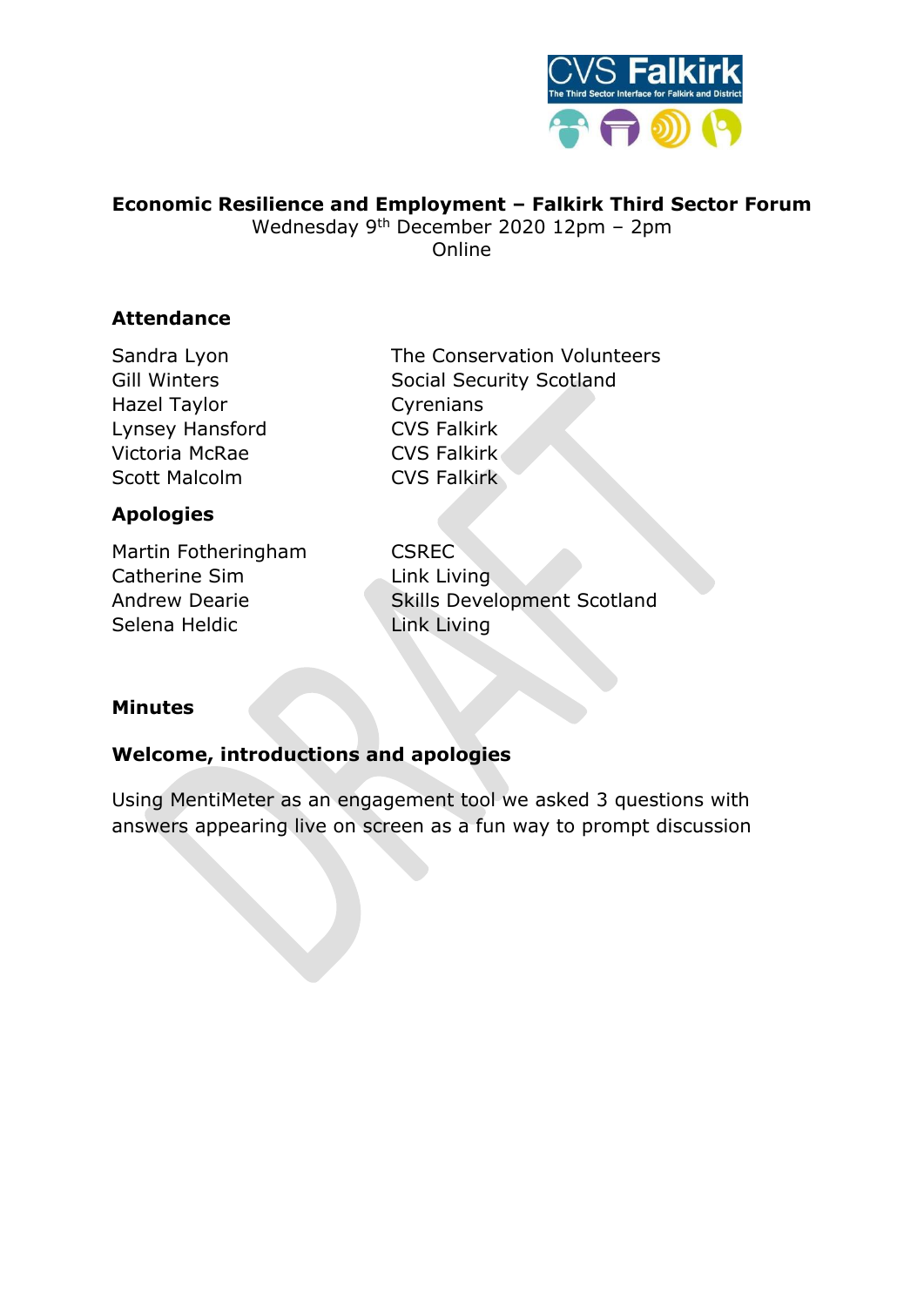**Economic Resilience and Employment – Falkirk Third Sector Forum**

Wednesday 9th December 2020 12pm – 2pm

Online

### Attendance

| | |
|---|---|
| Sandra Lyon | The Conservation Volunteers |
| Gill Winters | Social Security Scotland |
| Hazel Taylor | Cyrenians |
| Lynsey Hansford | CVS Falkirk |
| Victoria McRae | CVS Falkirk |
| Scott Malcolm | CVS Falkirk |

### Apologies

| | |
|---|---|
| Martin Fotheringham | CSREC |
| Catherine Sim | Link Living |
| Andrew Dearie | Skills Development Scotland |
| Selena Heldic | Link Living |

### Minutes

### Welcome, introductions and apologies

Using MentiMeter as an engagement tool we asked 3 questions with answers appearing live on screen as a fun way to prompt discussion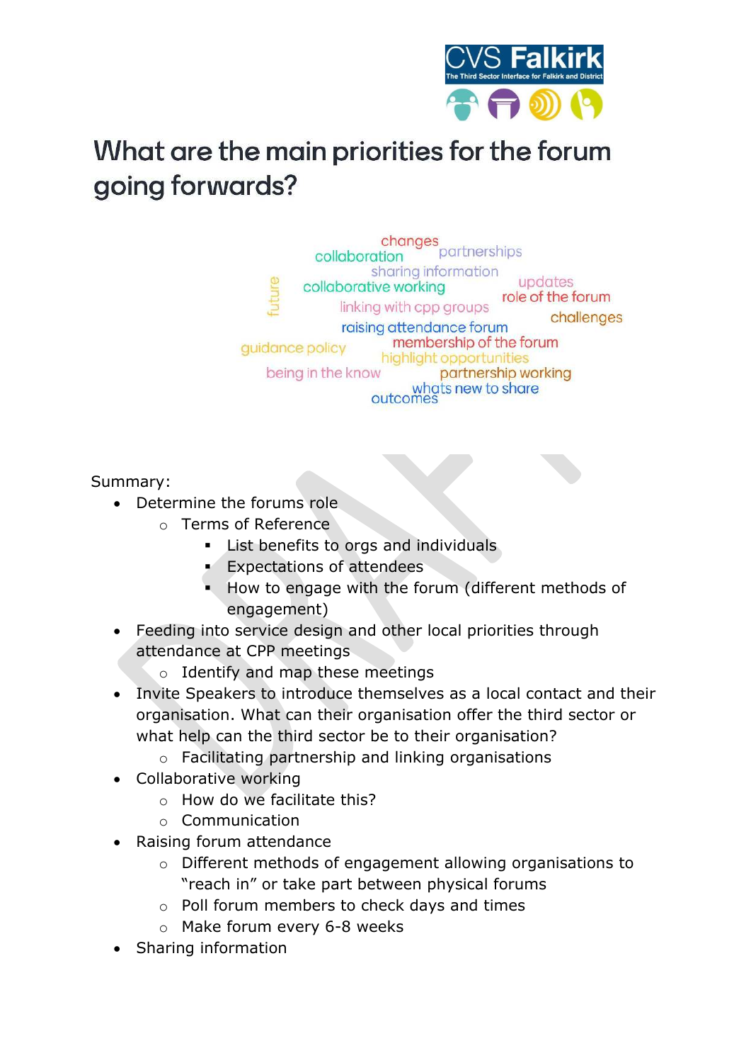# What are the main priorities for the forum going forwards?

changes
collaboration
partnerships
sharing information
collaborative working
updates
future
role of the forum
linking with cpp groups
challenges
raising attendance forum
membership of the forum
guidance policy
highlight opportunities
being in the know
partnership working
whats new to share
outcomes

Summary:

- Determine the forums role
  - Terms of Reference
    - List benefits to orgs and individuals
    - Expectations of attendees
    - How to engage with the forum (different methods of engagement)
- Feeding into service design and other local priorities through attendance at CPP meetings
  - Identify and map these meetings
- Invite Speakers to introduce themselves as a local contact and their organisation. What can their organisation offer the third sector or what help can the third sector be to their organisation?
  - Facilitating partnership and linking organisations
- Collaborative working
  - How do we facilitate this?
  - Communication
- Raising forum attendance
  - Different methods of engagement allowing organisations to "reach in" or take part between physical forums
  - Poll forum members to check days and times
  - Make forum every 6-8 weeks
- Sharing information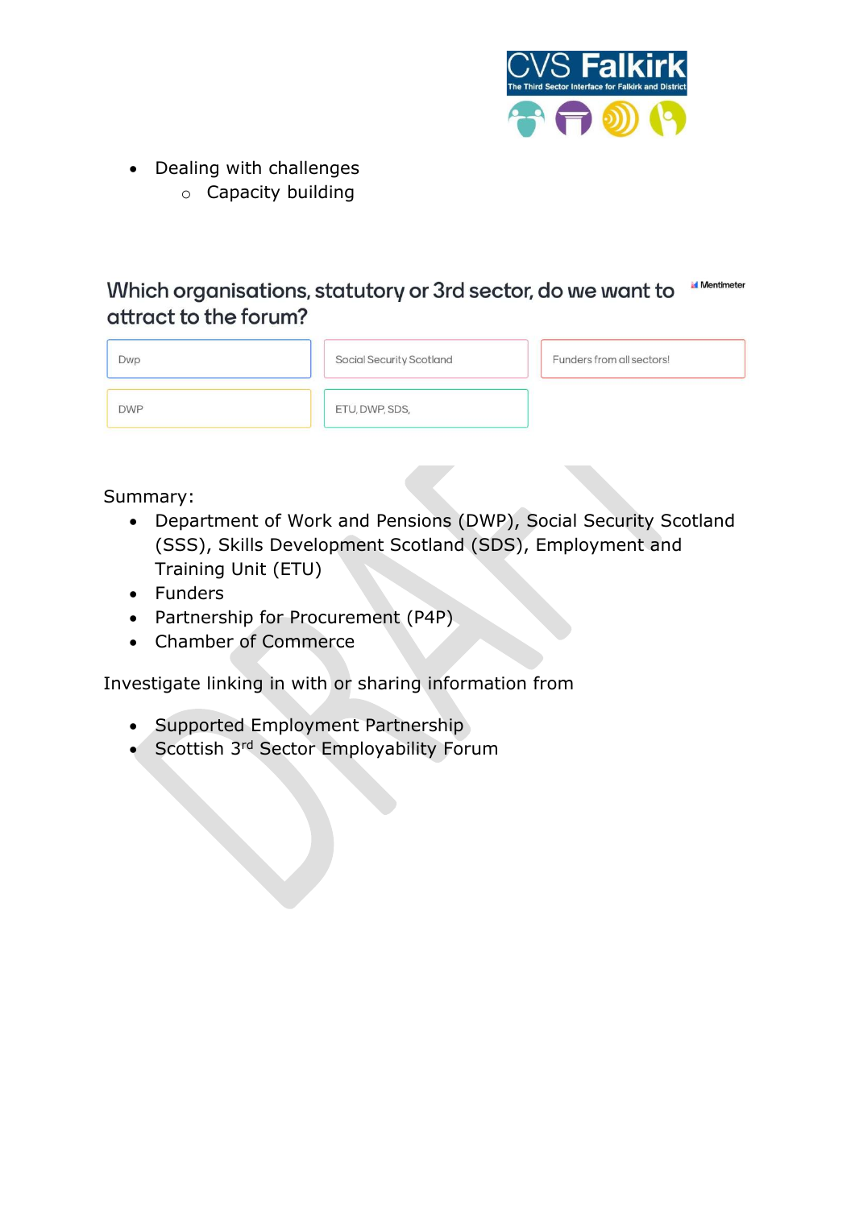- Dealing with challenges
    - Capacity building

## Which organisations, statutory or 3rd sector, do we want to attract to the forum?

Mentimeter

| Dwp | Social Security Scotland | Funders from all sectors! |
| --- | --- | --- |
| DWP | ETU, DWP, SDS, | |

Summary:

- Department of Work and Pensions (DWP), Social Security Scotland (SSS), Skills Development Scotland (SDS), Employment and Training Unit (ETU)
- Funders
- Partnership for Procurement (P4P)
- Chamber of Commerce

Investigate linking in with or sharing information from

- Supported Employment Partnership
- Scottish 3rd Sector Employability Forum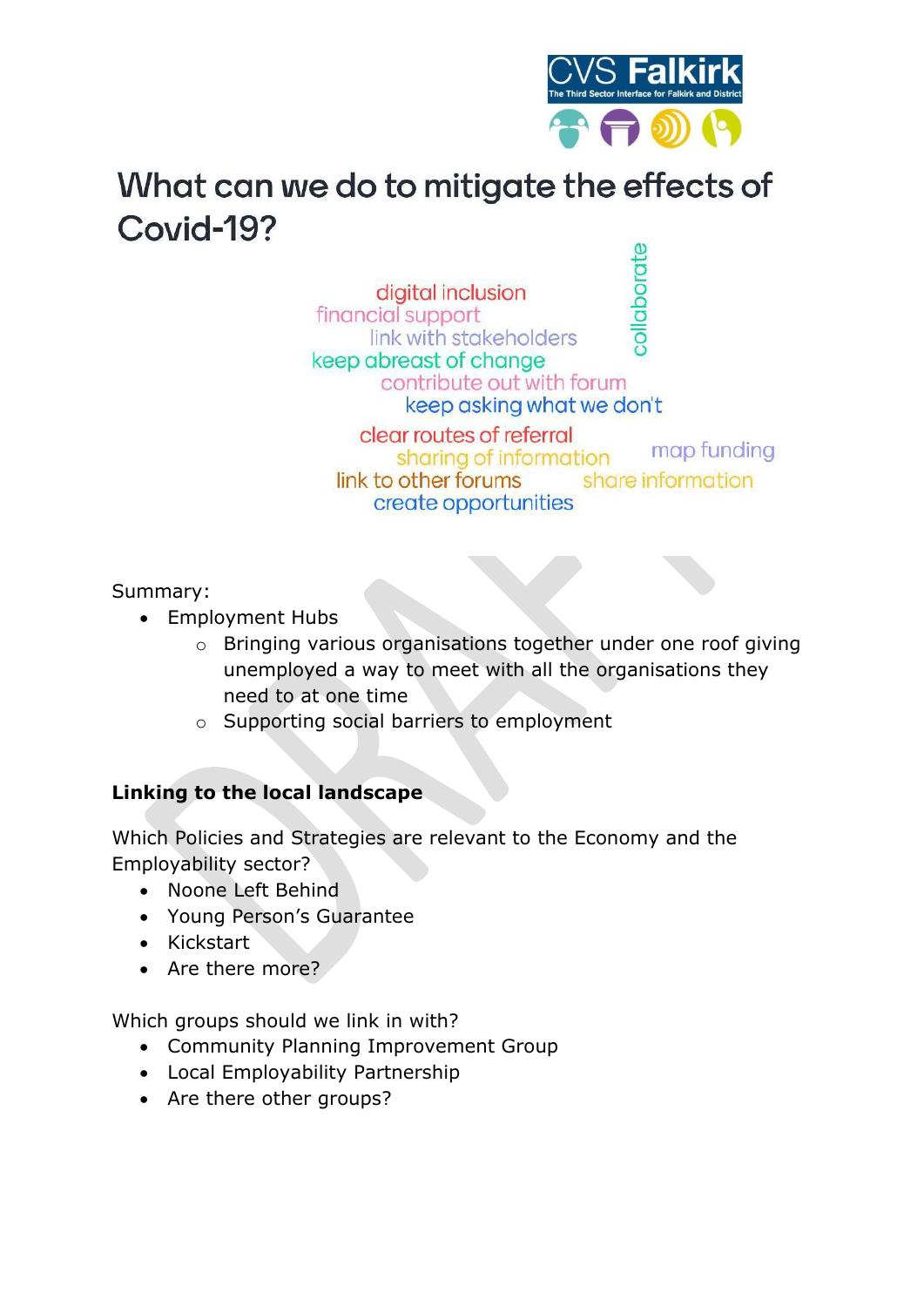# What can we do to mitigate the effects of Covid-19?

digital inclusion
financial support
link with stakeholders
keep abreast of change
contribute out with forum
keep asking what we don't
collaborate
clear routes of referral
sharing of information
map funding
link to other forums
share information
create opportunities

Summary:

- Employment Hubs
  - Bringing various organisations together under one roof giving unemployed a way to meet with all the organisations they need to at one time
  - Supporting social barriers to employment

**Linking to the local landscape**

Which Policies and Strategies are relevant to the Economy and the Employability sector?

- Noone Left Behind
- Young Person's Guarantee
- Kickstart
- Are there more?

Which groups should we link in with?

- Community Planning Improvement Group
- Local Employability Partnership
- Are there other groups?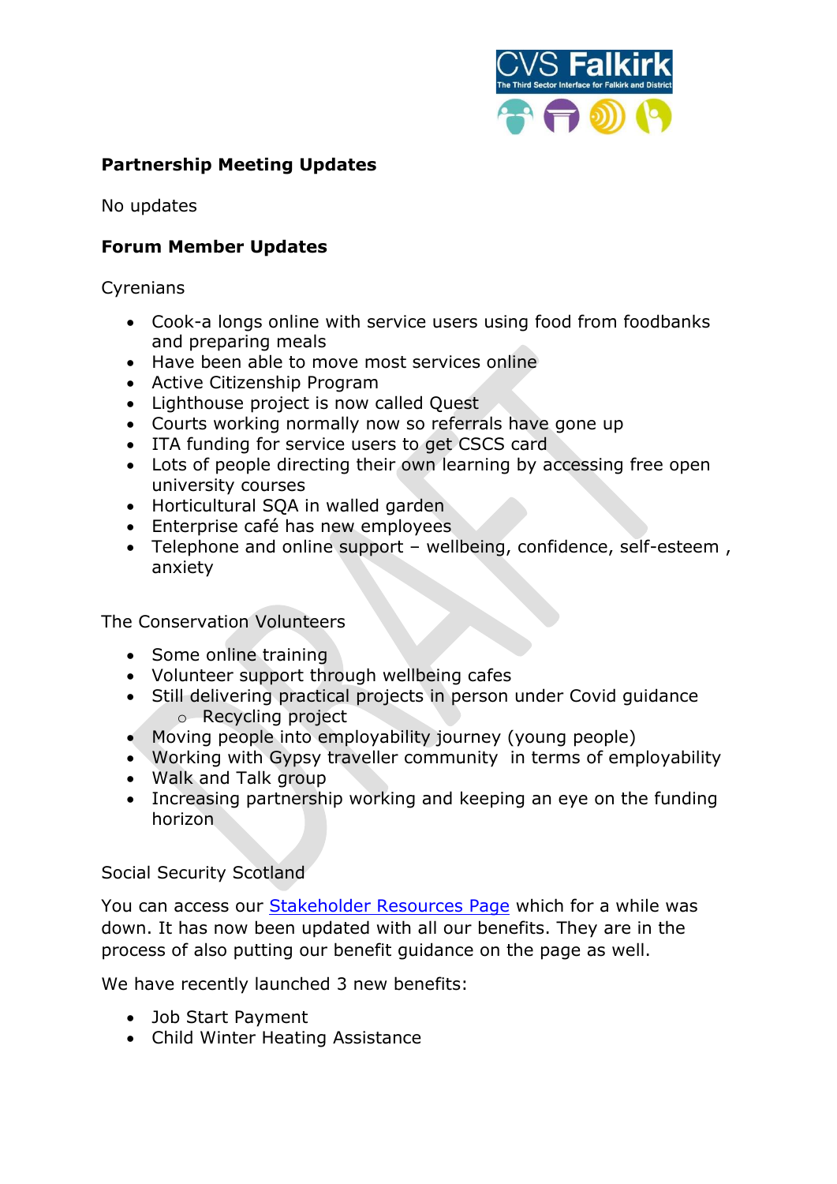**Partnership Meeting Updates**

No updates

**Forum Member Updates**

Cyrenians

- Cook-a longs online with service users using food from foodbanks and preparing meals
- Have been able to move most services online
- Active Citizenship Program
- Lighthouse project is now called Quest
- Courts working normally now so referrals have gone up
- ITA funding for service users to get CSCS card
- Lots of people directing their own learning by accessing free open university courses
- Horticultural SQA in walled garden
- Enterprise café has new employees
- Telephone and online support – wellbeing, confidence, self-esteem , anxiety

The Conservation Volunteers

- Some online training
- Volunteer support through wellbeing cafes
- Still delivering practical projects in person under Covid guidance
  - Recycling project
- Moving people into employability journey (young people)
- Working with Gypsy traveller community in terms of employability
- Walk and Talk group
- Increasing partnership working and keeping an eye on the funding horizon

Social Security Scotland

You can access our Stakeholder Resources Page which for a while was down. It has now been updated with all our benefits. They are in the process of also putting our benefit guidance on the page as well.

We have recently launched 3 new benefits:

- Job Start Payment
- Child Winter Heating Assistance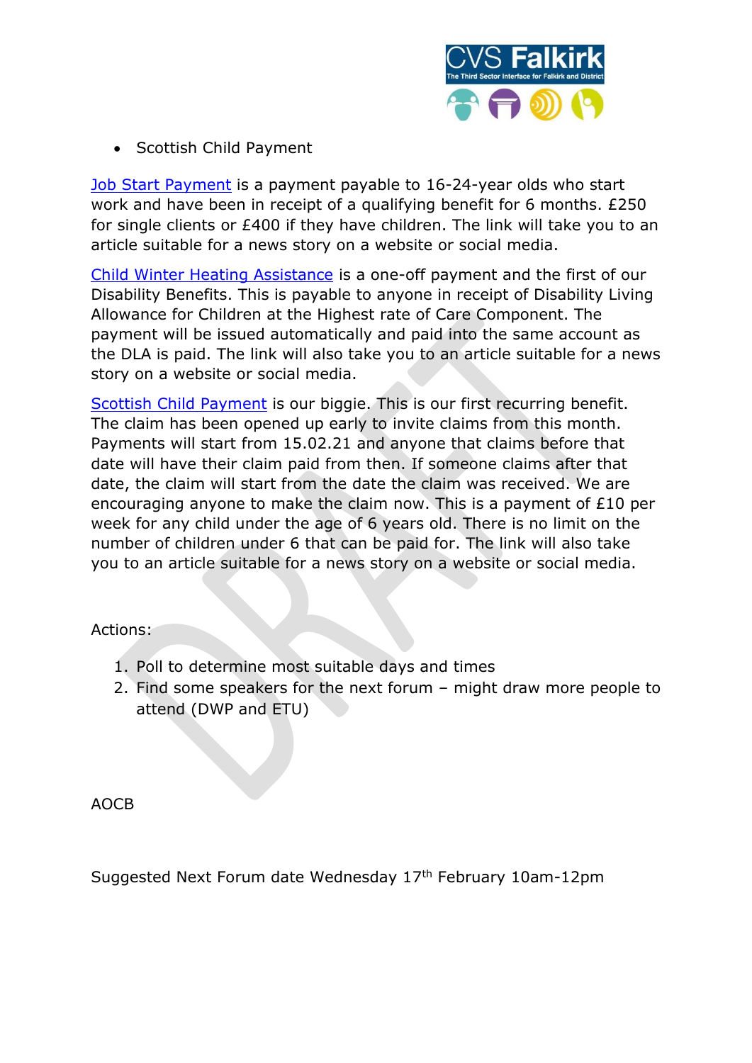- Scottish Child Payment

Job Start Payment is a payment payable to 16-24-year olds who start work and have been in receipt of a qualifying benefit for 6 months. £250 for single clients or £400 if they have children. The link will take you to an article suitable for a news story on a website or social media.

Child Winter Heating Assistance is a one-off payment and the first of our Disability Benefits. This is payable to anyone in receipt of Disability Living Allowance for Children at the Highest rate of Care Component. The payment will be issued automatically and paid into the same account as the DLA is paid. The link will also take you to an article suitable for a news story on a website or social media.

Scottish Child Payment is our biggie. This is our first recurring benefit. The claim has been opened up early to invite claims from this month. Payments will start from 15.02.21 and anyone that claims before that date will have their claim paid from then. If someone claims after that date, the claim will start from the date the claim was received. We are encouraging anyone to make the claim now. This is a payment of £10 per week for any child under the age of 6 years old. There is no limit on the number of children under 6 that can be paid for. The link will also take you to an article suitable for a news story on a website or social media.

Actions:

1. Poll to determine most suitable days and times
2. Find some speakers for the next forum – might draw more people to attend (DWP and ETU)

AOCB

Suggested Next Forum date Wednesday 17th February 10am-12pm